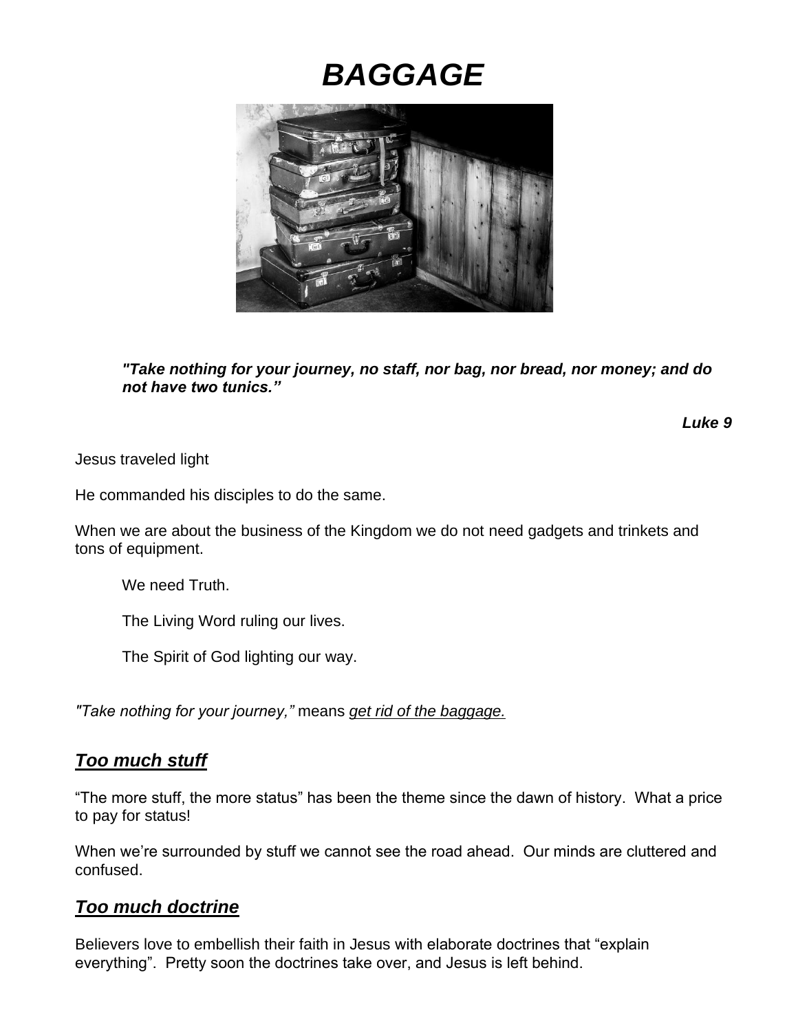# *BAGGAGE*

***"Take nothing for your journey, no staff, nor bag, nor bread, nor money; and do not have two tunics."***

***Luke 9***

Jesus traveled light

He commanded his disciples to do the same.

When we are about the business of the Kingdom we do not need gadgets and trinkets and tons of equipment.

We need Truth.

The Living Word ruling our lives.

The Spirit of God lighting our way.

*"Take nothing for your journey,"* means <u>*get rid of the baggage.*</u>

## <u>*Too much stuff*</u>

"The more stuff, the more status" has been the theme since the dawn of history. What a price to pay for status!

When we're surrounded by stuff we cannot see the road ahead. Our minds are cluttered and confused.

## <u>*Too much doctrine*</u>

Believers love to embellish their faith in Jesus with elaborate doctrines that "explain everything". Pretty soon the doctrines take over, and Jesus is left behind.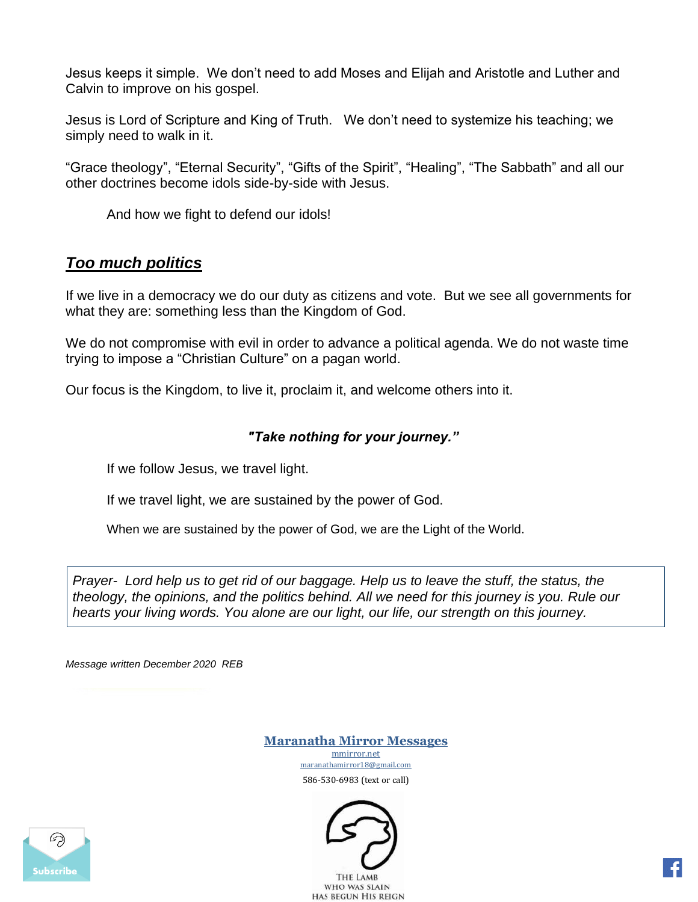Jesus keeps it simple. We don't need to add Moses and Elijah and Aristotle and Luther and Calvin to improve on his gospel.

Jesus is Lord of Scripture and King of Truth. We don't need to systemize his teaching; we simply need to walk in it.

"Grace theology", "Eternal Security", "Gifts of the Spirit", "Healing", "The Sabbath" and all our other doctrines become idols side-by-side with Jesus.

And how we fight to defend our idols!

## ***Too much politics***

If we live in a democracy we do our duty as citizens and vote. But we see all governments for what they are: something less than the Kingdom of God.

We do not compromise with evil in order to advance a political agenda. We do not waste time trying to impose a "Christian Culture" on a pagan world.

Our focus is the Kingdom, to live it, proclaim it, and welcome others into it.

***"Take nothing for your journey."***

If we follow Jesus, we travel light.

If we travel light, we are sustained by the power of God.

When we are sustained by the power of God, we are the Light of the World.

*Prayer- Lord help us to get rid of our baggage. Help us to leave the stuff, the status, the theology, the opinions, and the politics behind. All we need for this journey is you. Rule our hearts your living words. You alone are our light, our life, our strength on this journey.*

*Message written December 2020 REB*

**Maranatha Mirror Messages**
mmirror.net
maranathamirror18@gmail.com
586-530-6983 (text or call)

THE LAMB
WHO WAS SLAIN
HAS BEGUN HIS REIGN

Subscribe